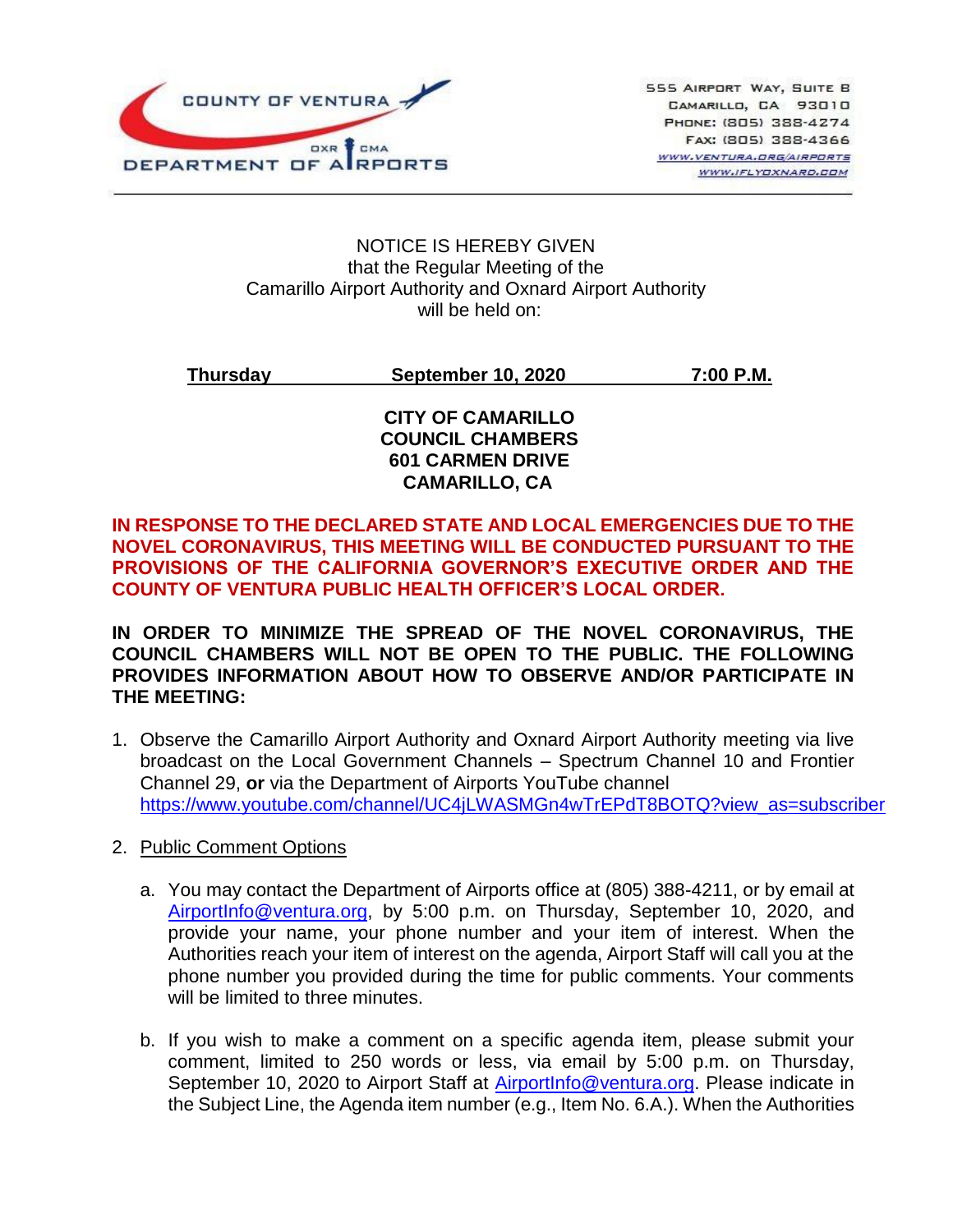COUNTY OF VENTURA
DEPARTMENT OF AIRPORTS
OXR CMA

555 AIRPORT WAY, SUITE B
CAMARILLO, CA 93010
PHONE: (805) 388-4274
FAX: (805) 388-4366
WWW.VENTURA.ORG/AIRPORTS
WWW.IFLYOXNARD.COM

NOTICE IS HEREBY GIVEN
that the Regular Meeting of the
Camarillo Airport Authority and Oxnard Airport Authority
will be held on:

**Thursday September 10, 2020 7:00 P.M.**

**CITY OF CAMARILLO**
**COUNCIL CHAMBERS**
**601 CARMEN DRIVE**
**CAMARILLO, CA**

**IN RESPONSE TO THE DECLARED STATE AND LOCAL EMERGENCIES DUE TO THE NOVEL CORONAVIRUS, THIS MEETING WILL BE CONDUCTED PURSUANT TO THE PROVISIONS OF THE CALIFORNIA GOVERNOR'S EXECUTIVE ORDER AND THE COUNTY OF VENTURA PUBLIC HEALTH OFFICER'S LOCAL ORDER.**

**IN ORDER TO MINIMIZE THE SPREAD OF THE NOVEL CORONAVIRUS, THE COUNCIL CHAMBERS WILL NOT BE OPEN TO THE PUBLIC. THE FOLLOWING PROVIDES INFORMATION ABOUT HOW TO OBSERVE AND/OR PARTICIPATE IN THE MEETING:**

1. Observe the Camarillo Airport Authority and Oxnard Airport Authority meeting via live broadcast on the Local Government Channels – Spectrum Channel 10 and Frontier Channel 29, **or** via the Department of Airports YouTube channel https://www.youtube.com/channel/UC4jLWASMGn4wTrEPdT8BOTQ?view_as=subscriber

2. Public Comment Options

   a. You may contact the Department of Airports office at (805) 388-4211, or by email at AirportInfo@ventura.org, by 5:00 p.m. on Thursday, September 10, 2020, and provide your name, your phone number and your item of interest. When the Authorities reach your item of interest on the agenda, Airport Staff will call you at the phone number you provided during the time for public comments. Your comments will be limited to three minutes.

   b. If you wish to make a comment on a specific agenda item, please submit your comment, limited to 250 words or less, via email by 5:00 p.m. on Thursday, September 10, 2020 to Airport Staff at AirportInfo@ventura.org. Please indicate in the Subject Line, the Agenda item number (e.g., Item No. 6.A.). When the Authorities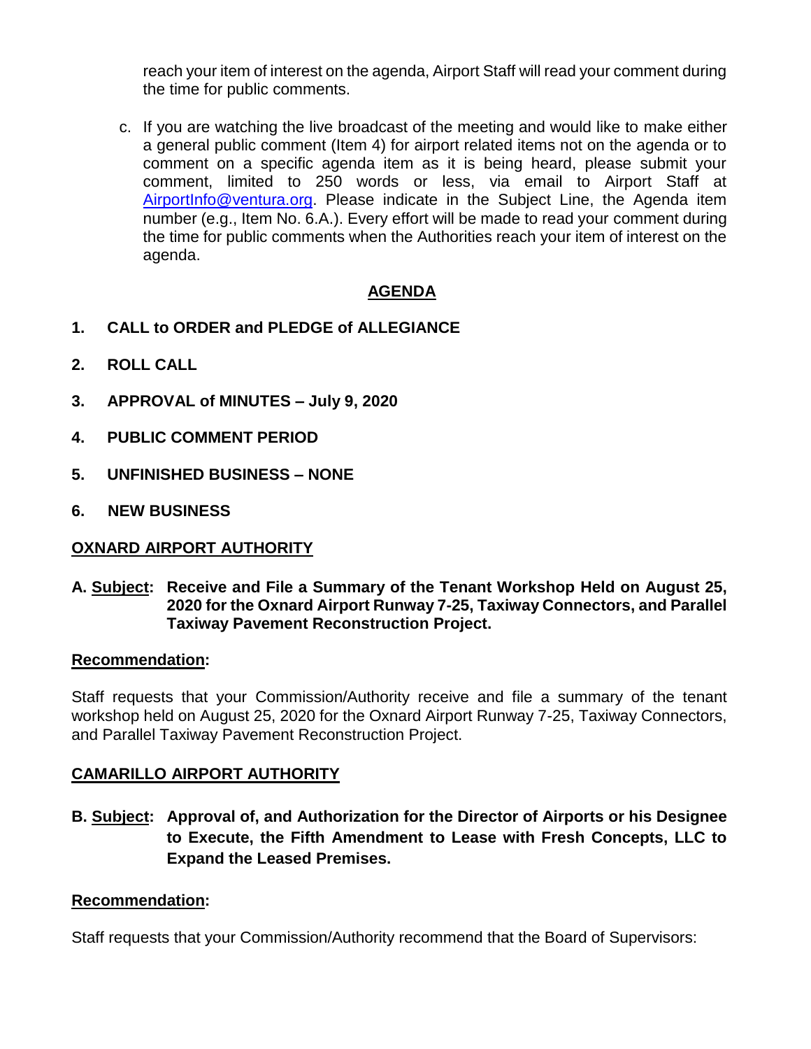reach your item of interest on the agenda, Airport Staff will read your comment during the time for public comments.

c. If you are watching the live broadcast of the meeting and would like to make either a general public comment (Item 4) for airport related items not on the agenda or to comment on a specific agenda item as it is being heard, please submit your comment, limited to 250 words or less, via email to Airport Staff at AirportInfo@ventura.org. Please indicate in the Subject Line, the Agenda item number (e.g., Item No. 6.A.). Every effort will be made to read your comment during the time for public comments when the Authorities reach your item of interest on the agenda.

## AGENDA

**1. CALL to ORDER and PLEDGE of ALLEGIANCE**

**2. ROLL CALL**

**3. APPROVAL of MINUTES – July 9, 2020**

**4. PUBLIC COMMENT PERIOD**

**5. UNFINISHED BUSINESS – NONE**

**6. NEW BUSINESS**

### OXNARD AIRPORT AUTHORITY

**A. Subject: Receive and File a Summary of the Tenant Workshop Held on August 25, 2020 for the Oxnard Airport Runway 7-25, Taxiway Connectors, and Parallel Taxiway Pavement Reconstruction Project.**

**Recommendation:**

Staff requests that your Commission/Authority receive and file a summary of the tenant workshop held on August 25, 2020 for the Oxnard Airport Runway 7-25, Taxiway Connectors, and Parallel Taxiway Pavement Reconstruction Project.

### CAMARILLO AIRPORT AUTHORITY

**B. Subject: Approval of, and Authorization for the Director of Airports or his Designee to Execute, the Fifth Amendment to Lease with Fresh Concepts, LLC to Expand the Leased Premises.**

**Recommendation:**

Staff requests that your Commission/Authority recommend that the Board of Supervisors: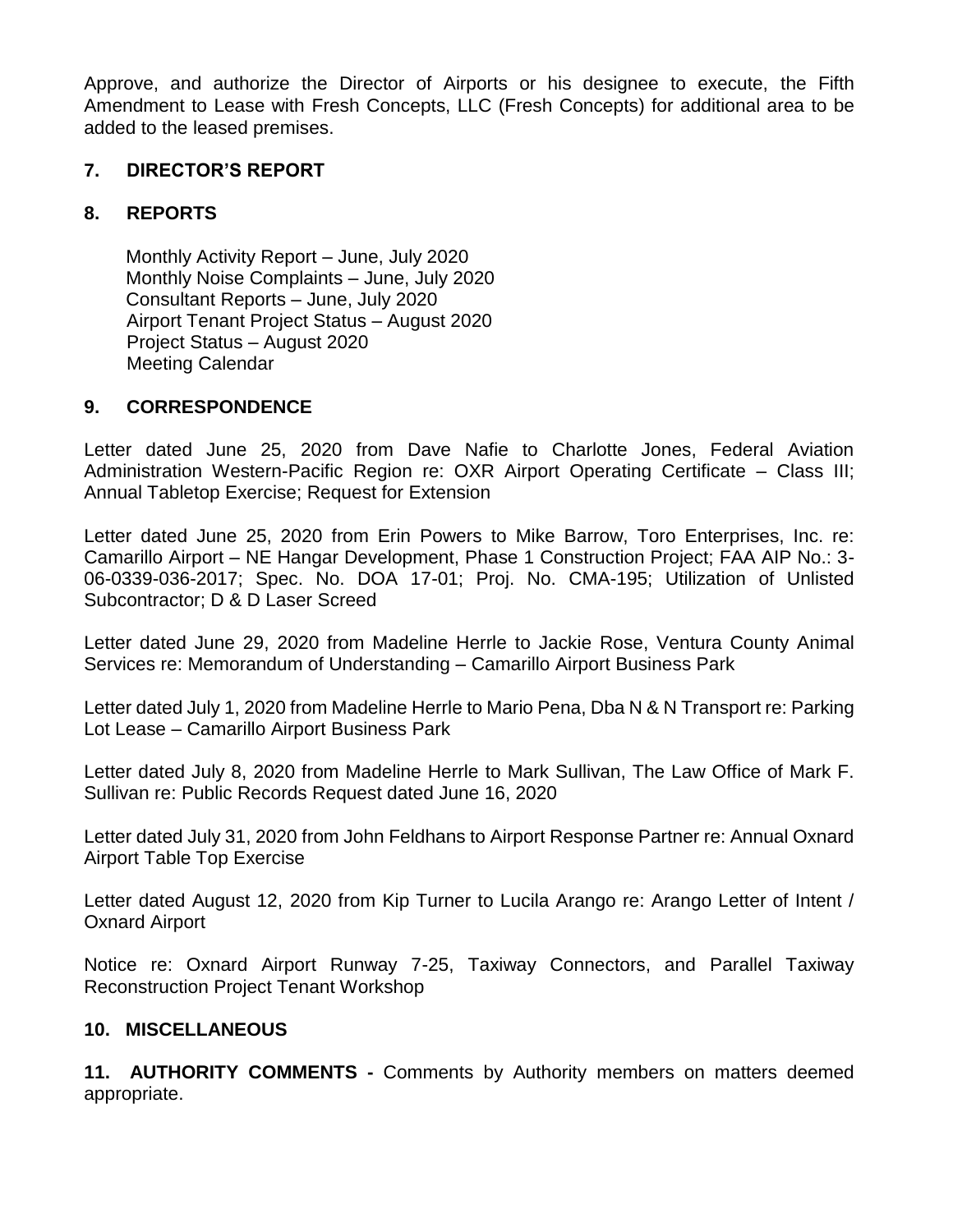Approve, and authorize the Director of Airports or his designee to execute, the Fifth Amendment to Lease with Fresh Concepts, LLC (Fresh Concepts) for additional area to be added to the leased premises.

## 7. DIRECTOR'S REPORT

## 8. REPORTS

Monthly Activity Report – June, July 2020
Monthly Noise Complaints – June, July 2020
Consultant Reports – June, July 2020
Airport Tenant Project Status – August 2020
Project Status – August 2020
Meeting Calendar

## 9. CORRESPONDENCE

Letter dated June 25, 2020 from Dave Nafie to Charlotte Jones, Federal Aviation Administration Western-Pacific Region re: OXR Airport Operating Certificate – Class III; Annual Tabletop Exercise; Request for Extension

Letter dated June 25, 2020 from Erin Powers to Mike Barrow, Toro Enterprises, Inc. re: Camarillo Airport – NE Hangar Development, Phase 1 Construction Project; FAA AIP No.: 3-06-0339-036-2017; Spec. No. DOA 17-01; Proj. No. CMA-195; Utilization of Unlisted Subcontractor; D & D Laser Screed

Letter dated June 29, 2020 from Madeline Herrle to Jackie Rose, Ventura County Animal Services re: Memorandum of Understanding – Camarillo Airport Business Park

Letter dated July 1, 2020 from Madeline Herrle to Mario Pena, Dba N & N Transport re: Parking Lot Lease – Camarillo Airport Business Park

Letter dated July 8, 2020 from Madeline Herrle to Mark Sullivan, The Law Office of Mark F. Sullivan re: Public Records Request dated June 16, 2020

Letter dated July 31, 2020 from John Feldhans to Airport Response Partner re: Annual Oxnard Airport Table Top Exercise

Letter dated August 12, 2020 from Kip Turner to Lucila Arango re: Arango Letter of Intent / Oxnard Airport

Notice re: Oxnard Airport Runway 7-25, Taxiway Connectors, and Parallel Taxiway Reconstruction Project Tenant Workshop

## 10. MISCELLANEOUS

**11. AUTHORITY COMMENTS -** Comments by Authority members on matters deemed appropriate.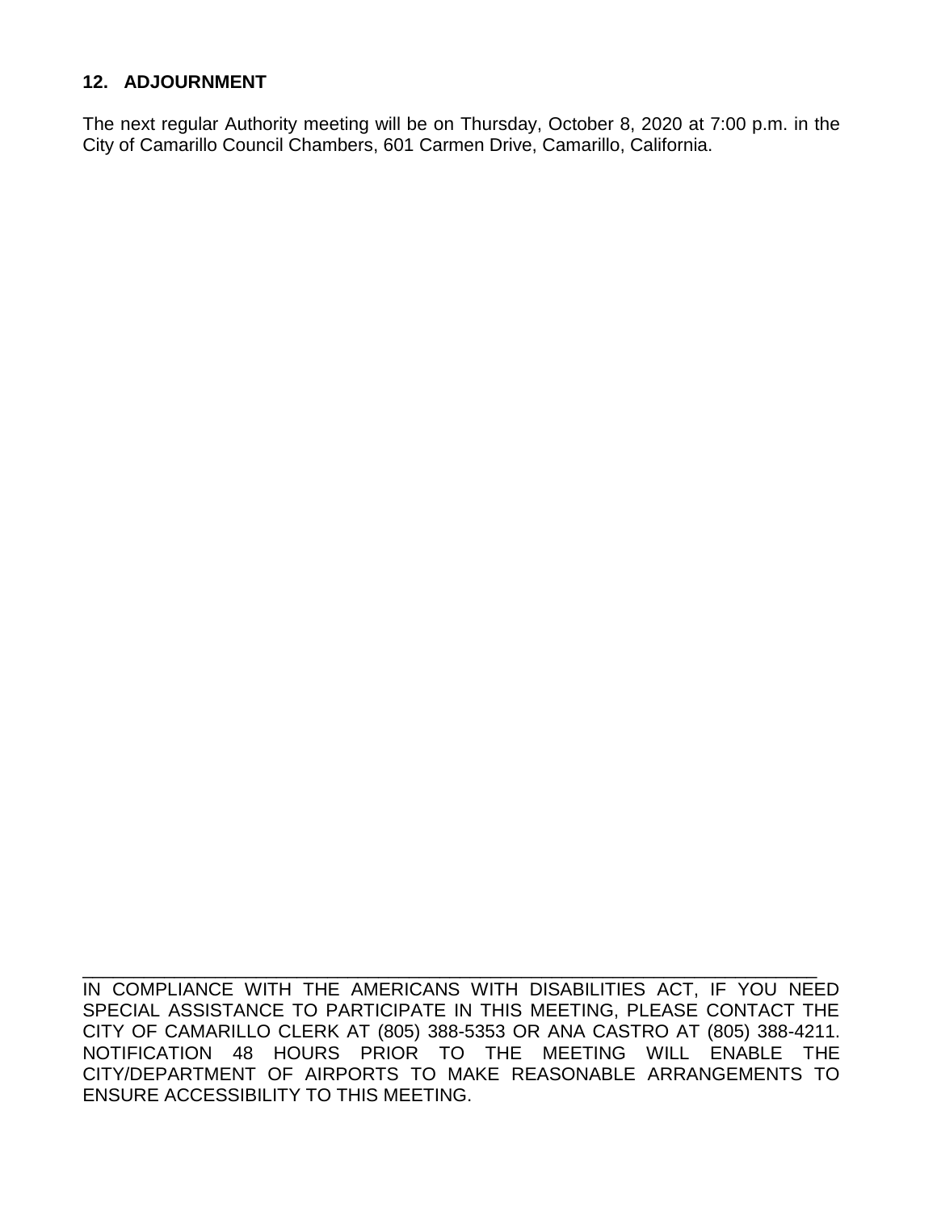## 12. ADJOURNMENT

The next regular Authority meeting will be on Thursday, October 8, 2020 at 7:00 p.m. in the City of Camarillo Council Chambers, 601 Carmen Drive, Camarillo, California.

---

IN COMPLIANCE WITH THE AMERICANS WITH DISABILITIES ACT, IF YOU NEED SPECIAL ASSISTANCE TO PARTICIPATE IN THIS MEETING, PLEASE CONTACT THE CITY OF CAMARILLO CLERK AT (805) 388-5353 OR ANA CASTRO AT (805) 388-4211. NOTIFICATION 48 HOURS PRIOR TO THE MEETING WILL ENABLE THE CITY/DEPARTMENT OF AIRPORTS TO MAKE REASONABLE ARRANGEMENTS TO ENSURE ACCESSIBILITY TO THIS MEETING.